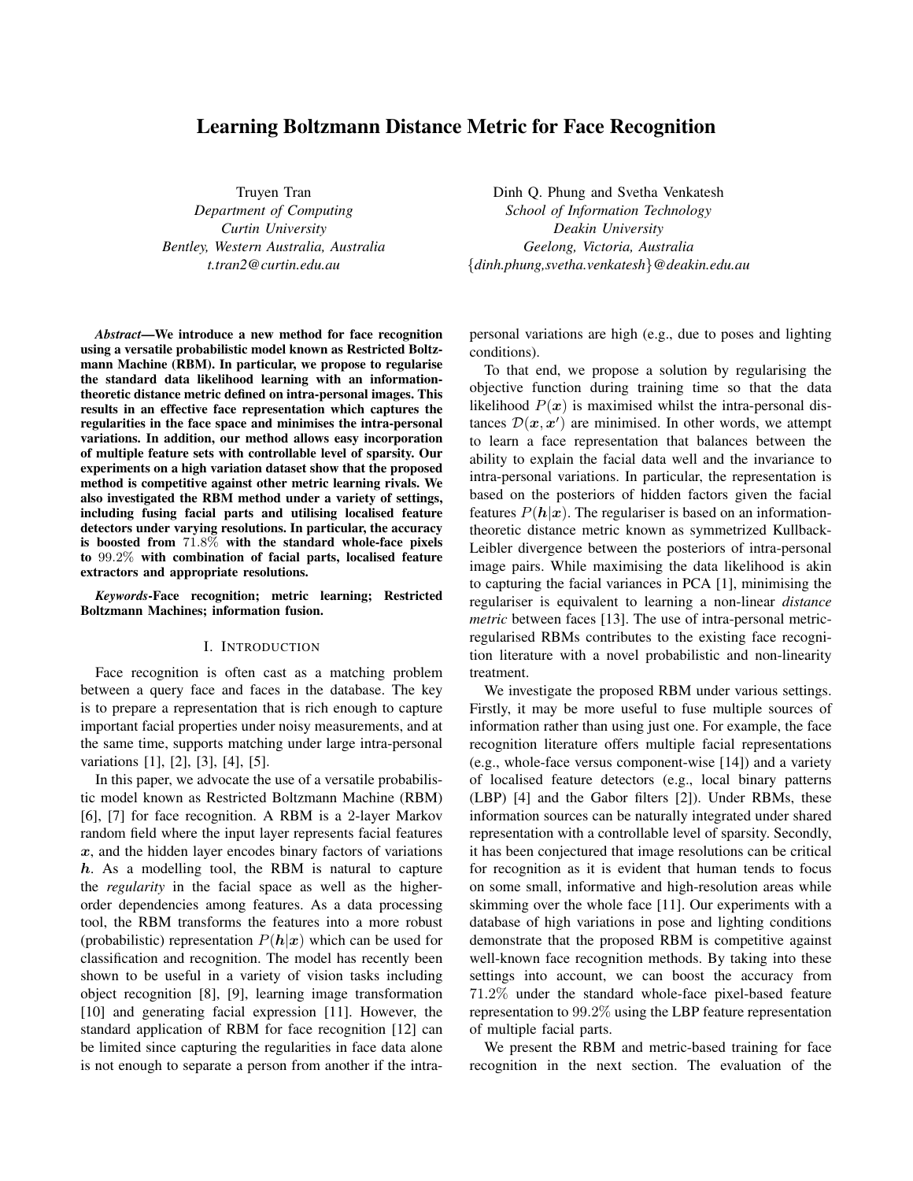# Learning Boltzmann Distance Metric for Face Recognition

Truyen Tran
*Department of Computing*
*Curtin University*
*Bentley, Western Australia, Australia*
*t.tran2@curtin.edu.au*

Dinh Q. Phung and Svetha Venkatesh
*School of Information Technology*
*Deakin University*
*Geelong, Victoria, Australia*
*{dinh.phung,svetha.venkatesh}@deakin.edu.au*

***Abstract*—We introduce a new method for face recognition using a versatile probabilistic model known as Restricted Boltzmann Machine (RBM). In particular, we propose to regularise the standard data likelihood learning with an information-theoretic distance metric defined on intra-personal images. This results in an effective face representation which captures the regularities in the face space and minimises the intra-personal variations. In addition, our method allows easy incorporation of multiple feature sets with controllable level of sparsity. Our experiments on a high variation dataset show that the proposed method is competitive against other metric learning rivals. We also investigated the RBM method under a variety of settings, including fusing facial parts and utilising localised feature detectors under varying resolutions. In particular, the accuracy is boosted from $71.8\%$ with the standard whole-face pixels to $99.2\%$ with combination of facial parts, localised feature extractors and appropriate resolutions.**

***Keywords*-Face recognition; metric learning; Restricted Boltzmann Machines; information fusion.**

## I. Introduction

Face recognition is often cast as a matching problem between a query face and faces in the database. The key is to prepare a representation that is rich enough to capture important facial properties under noisy measurements, and at the same time, supports matching under large intra-personal variations [1], [2], [3], [4], [5].

In this paper, we advocate the use of a versatile probabilistic model known as Restricted Boltzmann Machine (RBM) [6], [7] for face recognition. A RBM is a 2-layer Markov random field where the input layer represents facial features $\boldsymbol{x}$, and the hidden layer encodes binary factors of variations $\boldsymbol{h}$. As a modelling tool, the RBM is natural to capture the *regularity* in the facial space as well as the higher-order dependencies among features. As a data processing tool, the RBM transforms the features into a more robust (probabilistic) representation $P(\boldsymbol{h}|\boldsymbol{x})$ which can be used for classification and recognition. The model has recently been shown to be useful in a variety of vision tasks including object recognition [8], [9], learning image transformation [10] and generating facial expression [11]. However, the standard application of RBM for face recognition [12] can be limited since capturing the regularities in face data alone is not enough to separate a person from another if the intra-personal variations are high (e.g., due to poses and lighting conditions).

To that end, we propose a solution by regularising the objective function during training time so that the data likelihood $P(\boldsymbol{x})$ is maximised whilst the intra-personal distances $\mathcal{D}(\boldsymbol{x},\boldsymbol{x}')$ are minimised. In other words, we attempt to learn a face representation that balances between the ability to explain the facial data well and the invariance to intra-personal variations. In particular, the representation is based on the posteriors of hidden factors given the facial features $P(\boldsymbol{h}|\boldsymbol{x})$. The regulariser is based on an information-theoretic distance metric known as symmetrized Kullback-Leibler divergence between the posteriors of intra-personal image pairs. While maximising the data likelihood is akin to capturing the facial variances in PCA [1], minimising the regulariser is equivalent to learning a non-linear *distance metric* between faces [13]. The use of intra-personal metric-regularised RBMs contributes to the existing face recognition literature with a novel probabilistic and non-linearity treatment.

We investigate the proposed RBM under various settings. Firstly, it may be more useful to fuse multiple sources of information rather than using just one. For example, the face recognition literature offers multiple facial representations (e.g., whole-face versus component-wise [14]) and a variety of localised feature detectors (e.g., local binary patterns (LBP) [4] and the Gabor filters [2]). Under RBMs, these information sources can be naturally integrated under shared representation with a controllable level of sparsity. Secondly, it has been conjectured that image resolutions can be critical for recognition as it is evident that human tends to focus on some small, informative and high-resolution areas while skimming over the whole face [11]. Our experiments with a database of high variations in pose and lighting conditions demonstrate that the proposed RBM is competitive against well-known face recognition methods. By taking into these settings into account, we can boost the accuracy from $71.2\%$ under the standard whole-face pixel-based feature representation to $99.2\%$ using the LBP feature representation of multiple facial parts.

We present the RBM and metric-based training for face recognition in the next section. The evaluation of the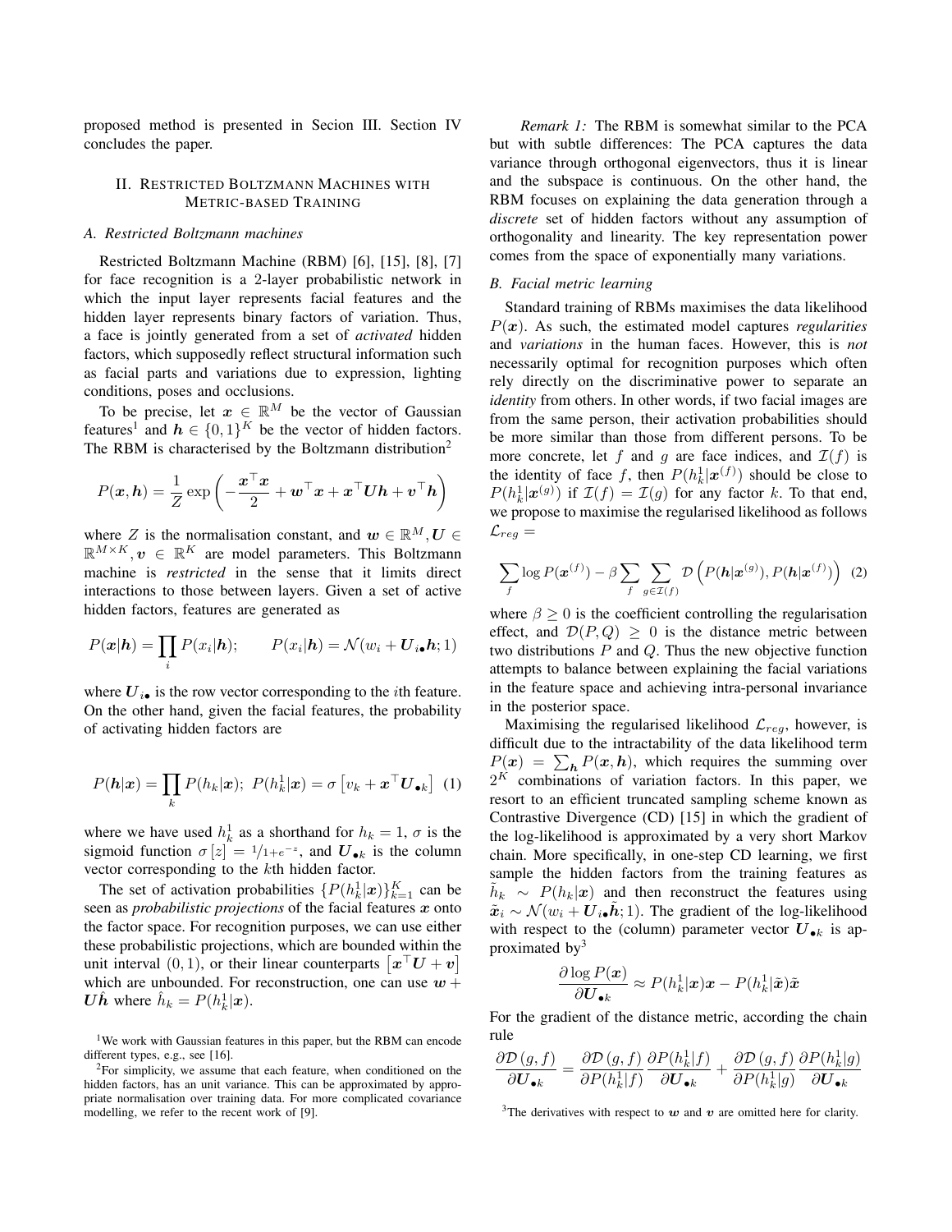proposed method is presented in Secion III. Section IV concludes the paper.

## II. Restricted Boltzmann Machines with Metric-based Training

### A. Restricted Boltzmann machines

Restricted Boltzmann Machine (RBM) [6], [15], [8], [7] for face recognition is a 2-layer probabilistic network in which the input layer represents facial features and the hidden layer represents binary factors of variation. Thus, a face is jointly generated from a set of *activated* hidden factors, which supposedly reflect structural information such as facial parts and variations due to expression, lighting conditions, poses and occlusions.

To be precise, let $\boldsymbol{x} \in \mathbb{R}^M$ be the vector of Gaussian features[1] and $\boldsymbol{h} \in \{0,1\}^K$ be the vector of hidden factors. The RBM is characterised by the Boltzmann distribution[2]

$$P(\boldsymbol{x},\boldsymbol{h}) = \frac{1}{Z}\exp\left(-\frac{\boldsymbol{x}^\top\boldsymbol{x}}{2} + \boldsymbol{w}^\top\boldsymbol{x} + \boldsymbol{x}^\top\boldsymbol{U}\boldsymbol{h} + \boldsymbol{v}^\top\boldsymbol{h}\right)$$

where $Z$ is the normalisation constant, and $\boldsymbol{w} \in \mathbb{R}^M, \boldsymbol{U} \in \mathbb{R}^{M\times K}, \boldsymbol{v} \in \mathbb{R}^K$ are model parameters. This Boltzmann machine is *restricted* in the sense that it limits direct interactions to those between layers. Given a set of active hidden factors, features are generated as

$$P(\boldsymbol{x}|\boldsymbol{h}) = \prod_i P(x_i|\boldsymbol{h}); \qquad P(x_i|\boldsymbol{h}) = \mathcal{N}(w_i + \boldsymbol{U}_{i\bullet}\boldsymbol{h}; 1)$$

where $\boldsymbol{U}_{i\bullet}$ is the row vector corresponding to the $i$th feature. On the other hand, given the facial features, the probability of activating hidden factors are

$$P(\boldsymbol{h}|\boldsymbol{x}) = \prod_k P(h_k|\boldsymbol{x}); \; P(h_k^1|\boldsymbol{x}) = \sigma\left[v_k + \boldsymbol{x}^\top\boldsymbol{U}_{\bullet k}\right] \quad (1)$$

where we have used $h_k^1$ as a shorthand for $h_k = 1$, $\sigma$ is the sigmoid function $\sigma[z] = 1/1+e^{-z}$, and $\boldsymbol{U}_{\bullet k}$ is the column vector corresponding to the $k$th hidden factor.

The set of activation probabilities $\{P(h_k^1|\boldsymbol{x})\}_{k=1}^K$ can be seen as *probabilistic projections* of the facial features $\boldsymbol{x}$ onto the factor space. For recognition purposes, we can use either these probabilistic projections, which are bounded within the unit interval $(0,1)$, or their linear counterparts $\left[\boldsymbol{x}^\top\boldsymbol{U} + \boldsymbol{v}\right]$ which are unbounded. For reconstruction, one can use $\boldsymbol{w} + \boldsymbol{U}\hat{\boldsymbol{h}}$ where $\hat{h}_k = P(h_k^1|\boldsymbol{x})$.

*Remark 1:* The RBM is somewhat similar to the PCA but with subtle differences: The PCA captures the data variance through orthogonal eigenvectors, thus it is linear and the subspace is continuous. On the other hand, the RBM focuses on explaining the data generation through a *discrete* set of hidden factors without any assumption of orthogonality and linearity. The key representation power comes from the space of exponentially many variations.

### B. Facial metric learning

Standard training of RBMs maximises the data likelihood $P(\boldsymbol{x})$. As such, the estimated model captures *regularities* and *variations* in the human faces. However, this is *not* necessarily optimal for recognition purposes which often rely directly on the discriminative power to separate an *identity* from others. In other words, if two facial images are from the same person, their activation probabilities should be more similar than those from different persons. To be more concrete, let $f$ and $g$ are face indices, and $\mathcal{I}(f)$ is the identity of face $f$, then $P(h_k^1|\boldsymbol{x}^{(f)})$ should be close to $P(h_k^1|\boldsymbol{x}^{(g)})$ if $\mathcal{I}(f) = \mathcal{I}(g)$ for any factor $k$. To that end, we propose to maximise the regularised likelihood as follows $\mathcal{L}_{reg} =$

$$\sum_f \log P(\boldsymbol{x}^{(f)}) - \beta\sum_f\sum_{g\in\mathcal{I}(f)}\mathcal{D}\left(P(\boldsymbol{h}|\boldsymbol{x}^{(g)}), P(\boldsymbol{h}|\boldsymbol{x}^{(f)})\right) \quad (2)$$

where $\beta \geq 0$ is the coefficient controlling the regularisation effect, and $\mathcal{D}(P,Q) \geq 0$ is the distance metric between two distributions $P$ and $Q$. Thus the new objective function attempts to balance between explaining the facial variations in the feature space and achieving intra-personal invariance in the posterior space.

Maximising the regularised likelihood $\mathcal{L}_{reg}$, however, is difficult due to the intractability of the data likelihood term $P(\boldsymbol{x}) = \sum_{\boldsymbol{h}} P(\boldsymbol{x},\boldsymbol{h})$, which requires the summing over $2^K$ combinations of variation factors. In this paper, we resort to an efficient truncated sampling scheme known as Contrastive Divergence (CD) [15] in which the gradient of the log-likelihood is approximated by a very short Markov chain. More specifically, in one-step CD learning, we first sample the hidden factors from the training features as $\tilde{h}_k \sim P(h_k|\boldsymbol{x})$ and then reconstruct the features using $\tilde{\boldsymbol{x}}_i \sim \mathcal{N}(w_i + \boldsymbol{U}_{i\bullet}\tilde{\boldsymbol{h}}; 1)$. The gradient of the log-likelihood with respect to the (column) parameter vector $\boldsymbol{U}_{\bullet k}$ is approximated by[3]

$$\frac{\partial \log P(\boldsymbol{x})}{\partial \boldsymbol{U}_{\bullet k}} \approx P(h_k^1|\boldsymbol{x})\boldsymbol{x} - P(h_k^1|\tilde{\boldsymbol{x}})\tilde{\boldsymbol{x}}$$

For the gradient of the distance metric, according the chain rule

$$\frac{\partial\mathcal{D}(g,f)}{\partial\boldsymbol{U}_{\bullet k}} = \frac{\partial\mathcal{D}(g,f)}{\partial P(h_k^1|f)}\frac{\partial P(h_k^1|f)}{\partial\boldsymbol{U}_{\bullet k}} + \frac{\partial\mathcal{D}(g,f)}{\partial P(h_k^1|g)}\frac{\partial P(h_k^1|g)}{\partial\boldsymbol{U}_{\bullet k}}$$

[1] We work with Gaussian features in this paper, but the RBM can encode different types, e.g., see [16].

[2] For simplicity, we assume that each feature, when conditioned on the hidden factors, has an unit variance. This can be approximated by appropriate normalisation over training data. For more complicated covariance modelling, we refer to the recent work of [9].

[3] The derivatives with respect to $\boldsymbol{w}$ and $\boldsymbol{v}$ are omitted here for clarity.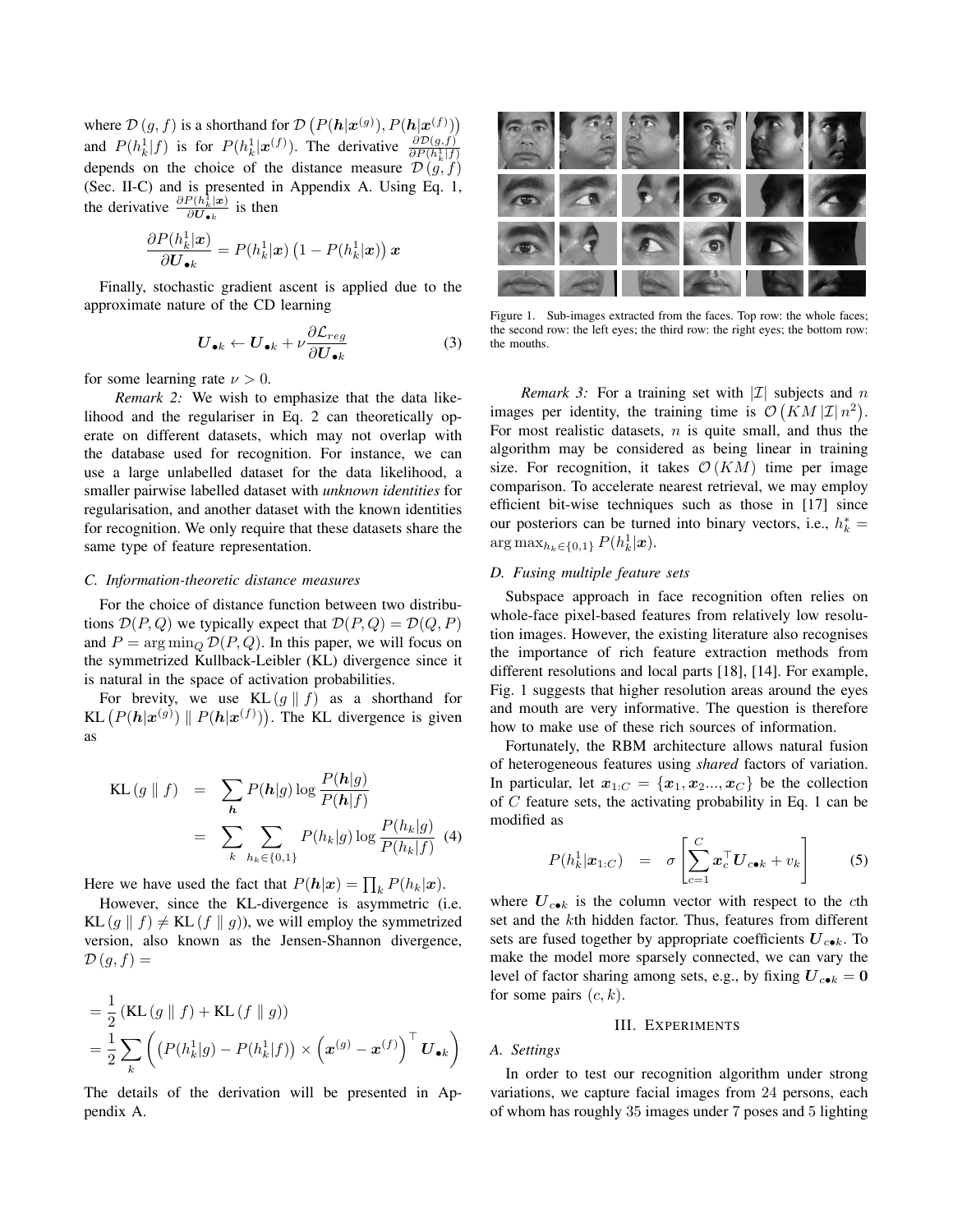where $\mathcal{D}(g, f)$ is a shorthand for $\mathcal{D}\left(P(\boldsymbol{h}|\boldsymbol{x}^{(g)}), P(\boldsymbol{h}|\boldsymbol{x}^{(f)})\right)$ and $P(h_k^1|f)$ is for $P(h_k^1|\boldsymbol{x}^{(f)})$. The derivative $\frac{\partial \mathcal{D}(g,f)}{\partial P(h_k^1|f)}$ depends on the choice of the distance measure $\mathcal{D}(g, f)$ (Sec. II-C) and is presented in Appendix A. Using Eq. 1, the derivative $\frac{\partial P(h_k^1|\boldsymbol{x})}{\partial \boldsymbol{U}_{\bullet k}}$ is then

$$\frac{\partial P(h_k^1|\boldsymbol{x})}{\partial \boldsymbol{U}_{\bullet k}} = P(h_k^1|\boldsymbol{x})\left(1 - P(h_k^1|\boldsymbol{x})\right)\boldsymbol{x}$$

Finally, stochastic gradient ascent is applied due to the approximate nature of the CD learning

$$\boldsymbol{U}_{\bullet k} \leftarrow \boldsymbol{U}_{\bullet k} + \nu \frac{\partial \mathcal{L}_{reg}}{\partial \boldsymbol{U}_{\bullet k}} \quad (3)$$

for some learning rate $\nu > 0$.

*Remark 2:* We wish to emphasize that the data likelihood and the regulariser in Eq. 2 can theoretically operate on different datasets, which may not overlap with the database used for recognition. For instance, we can use a large unlabelled dataset for the data likelihood, a smaller pairwise labelled dataset with *unknown identities* for regularisation, and another dataset with the known identities for recognition. We only require that these datasets share the same type of feature representation.

### C. Information-theoretic distance measures

For the choice of distance function between two distributions $\mathcal{D}(P, Q)$ we typically expect that $\mathcal{D}(P, Q) = \mathcal{D}(Q, P)$ and $P = \arg\min_Q \mathcal{D}(P, Q)$. In this paper, we will focus on the symmetrized Kullback-Leibler (KL) divergence since it is natural in the space of activation probabilities.

For brevity, we use $\text{KL}(g \parallel f)$ as a shorthand for $\text{KL}\left(P(\boldsymbol{h}|\boldsymbol{x}^{(g)}) \parallel P(\boldsymbol{h}|\boldsymbol{x}^{(f)})\right)$. The KL divergence is given as

$$\begin{aligned} \text{KL}(g \parallel f) &= \sum_{\boldsymbol{h}} P(\boldsymbol{h}|g) \log \frac{P(\boldsymbol{h}|g)}{P(\boldsymbol{h}|f)} \\ &= \sum_k \sum_{h_k \in \{0,1\}} P(h_k|g) \log \frac{P(h_k|g)}{P(h_k|f)} \quad (4) \end{aligned}$$

Here we have used the fact that $P(\boldsymbol{h}|\boldsymbol{x}) = \prod_k P(h_k|\boldsymbol{x})$.

However, since the KL-divergence is asymmetric (i.e. $\text{KL}(g \parallel f) \neq \text{KL}(f \parallel g)$), we will employ the symmetrized version, also known as the Jensen-Shannon divergence, $\mathcal{D}(g, f) =$

$$\begin{aligned} &= \frac{1}{2}\left(\text{KL}(g \parallel f) + \text{KL}(f \parallel g)\right) \\ &= \frac{1}{2}\sum_k \left( \left(P(h_k^1|g) - P(h_k^1|f)\right) \times \left(\boldsymbol{x}^{(g)} - \boldsymbol{x}^{(f)}\right)^\top \boldsymbol{U}_{\bullet k} \right) \end{aligned}$$

The details of the derivation will be presented in Appendix A.

Figure 1. Sub-images extracted from the faces. Top row: the whole faces; the second row: the left eyes; the third row: the right eyes; the bottom row: the mouths.

*Remark 3:* For a training set with $|\mathcal{I}|$ subjects and $n$ images per identity, the training time is $\mathcal{O}\left(KM|\mathcal{I}|n^2\right)$. For most realistic datasets, $n$ is quite small, and thus the algorithm may be considered as being linear in training size. For recognition, it takes $\mathcal{O}(KM)$ time per image comparison. To accelerate nearest retrieval, we may employ efficient bit-wise techniques such as those in [17] since our posteriors can be turned into binary vectors, i.e., $h_k^* = \arg\max_{h_k \in \{0,1\}} P(h_k^1|\boldsymbol{x})$.

### D. Fusing multiple feature sets

Subspace approach in face recognition often relies on whole-face pixel-based features from relatively low resolution images. However, the existing literature also recognises the importance of rich feature extraction methods from different resolutions and local parts [18], [14]. For example, Fig. 1 suggests that higher resolution areas around the eyes and mouth are very informative. The question is therefore how to make use of these rich sources of information.

Fortunately, the RBM architecture allows natural fusion of heterogeneous features using *shared* factors of variation. In particular, let $\boldsymbol{x}_{1:C} = \{\boldsymbol{x}_1, \boldsymbol{x}_2 ..., \boldsymbol{x}_C\}$ be the collection of $C$ feature sets, the activating probability in Eq. 1 can be modified as

$$P(h_k^1|\boldsymbol{x}_{1:C}) = \sigma\left[\sum_{c=1}^{C} \boldsymbol{x}_c^\top \boldsymbol{U}_{c\bullet k} + v_k\right] \quad (5)$$

where $\boldsymbol{U}_{c\bullet k}$ is the column vector with respect to the $c$th set and the $k$th hidden factor. Thus, features from different sets are fused together by appropriate coefficients $\boldsymbol{U}_{c\bullet k}$. To make the model more sparsely connected, we can vary the level of factor sharing among sets, e.g., by fixing $\boldsymbol{U}_{c\bullet k} = \boldsymbol{0}$ for some pairs $(c, k)$.

## III. Experiments

### A. Settings

In order to test our recognition algorithm under strong variations, we capture facial images from 24 persons, each of whom has roughly 35 images under 7 poses and 5 lighting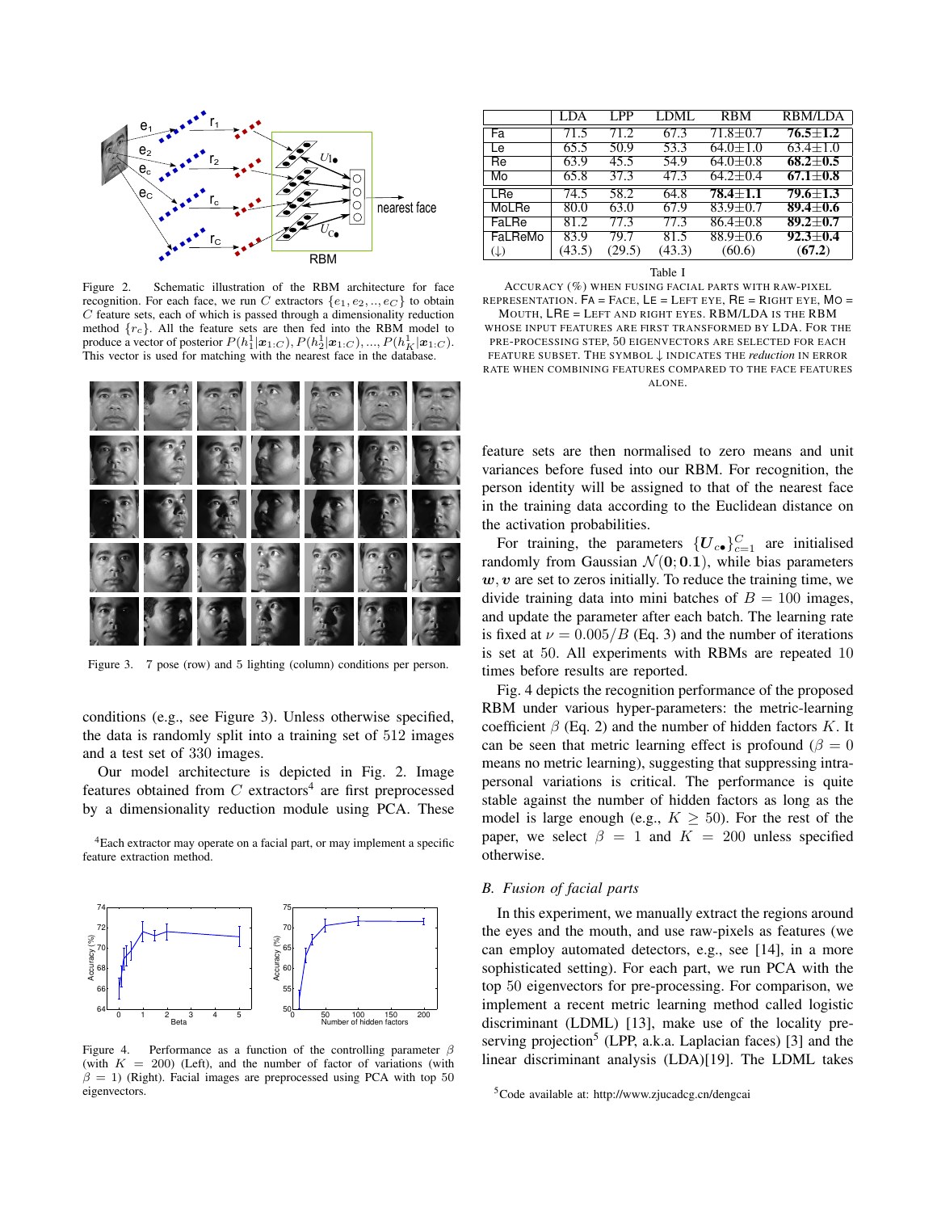Figure 2. Schematic illustration of the RBM architecture for face recognition. For each face, we run $C$ extractors $\{e_1, e_2, .., e_C\}$ to obtain $C$ feature sets, each of which is passed through a dimensionality reduction method $\{r_c\}$. All the feature sets are then fed into the RBM model to produce a vector of posterior $P(h_1^1|\boldsymbol{x}_{1:C}), P(h_2^1|\boldsymbol{x}_{1:C}), ..., P(h_K^1|\boldsymbol{x}_{1:C})$. This vector is used for matching with the nearest face in the database.

Figure 3. 7 pose (row) and 5 lighting (column) conditions per person.

conditions (e.g., see Figure 3). Unless otherwise specified, the data is randomly split into a training set of 512 images and a test set of 330 images.

Our model architecture is depicted in Fig. 2. Image features obtained from $C$ extractors[4] are first preprocessed by a dimensionality reduction module using PCA. These

[4]Each extractor may operate on a facial part, or may implement a specific feature extraction method.

Figure 4. Performance as a function of the controlling parameter $\beta$ (with $K = 200$) (Left), and the number of factor of variations (with $\beta = 1$) (Right). Facial images are preprocessed using PCA with top 50 eigenvectors.

| | LDA | LPP | LDML | RBM | RBM/LDA |
|---|---|---|---|---|---|
| Fa | 71.5 | 71.2 | 67.3 | 71.8±0.7 | **76.5±1.2** |
| Le | 65.5 | 50.9 | 53.3 | 64.0±1.0 | 63.4±1.0 |
| Re | 63.9 | 45.5 | 54.9 | 64.0±0.8 | **68.2±0.5** |
| Mo | 65.8 | 37.3 | 47.3 | 64.2±0.4 | **67.1±0.8** |
| LRe | 74.5 | 58.2 | 64.8 | **78.4±1.1** | **79.6±1.3** |
| MoLRe | 80.0 | 63.0 | 67.9 | 83.9±0.7 | **89.4±0.6** |
| FaLRe | 81.2 | 77.3 | 77.3 | 86.4±0.8 | **89.2±0.7** |
| FaLReMo | 83.9 | 79.7 | 81.5 | 88.9±0.6 | **92.3±0.4** |
| (↓) | (43.5) | (29.5) | (43.3) | (60.6) | (**67.2**) |

Table I

ACCURACY (%) WHEN FUSING FACIAL PARTS WITH RAW-PIXEL REPRESENTATION. FA = FACE, LE = LEFT EYE, RE = RIGHT EYE, MO = MOUTH, LRE = LEFT AND RIGHT EYES. RBM/LDA IS THE RBM WHOSE INPUT FEATURES ARE FIRST TRANSFORMED BY LDA. FOR THE PRE-PROCESSING STEP, 50 EIGENVECTORS ARE SELECTED FOR EACH FEATURE SUBSET. THE SYMBOL ↓ INDICATES THE *reduction* IN ERROR RATE WHEN COMBINING FEATURES COMPARED TO THE FACE FEATURES ALONE.

feature sets are then normalised to zero means and unit variances before fused into our RBM. For recognition, the person identity will be assigned to that of the nearest face in the training data according to the Euclidean distance on the activation probabilities.

For training, the parameters $\{\boldsymbol{U}_{c\bullet}\}_{c=1}^{C}$ are initialised randomly from Gaussian $\mathcal{N}(\mathbf{0}; \mathbf{0.1})$, while bias parameters $\boldsymbol{w}, \boldsymbol{v}$ are set to zeros initially. To reduce the training time, we divide training data into mini batches of $B = 100$ images, and update the parameter after each batch. The learning rate is fixed at $\nu = 0.005/B$ (Eq. 3) and the number of iterations is set at 50. All experiments with RBMs are repeated 10 times before results are reported.

Fig. 4 depicts the recognition performance of the proposed RBM under various hyper-parameters: the metric-learning coefficient $\beta$ (Eq. 2) and the number of hidden factors $K$. It can be seen that metric learning effect is profound ($\beta = 0$ means no metric learning), suggesting that suppressing intra-personal variations is critical. The performance is quite stable against the number of hidden factors as long as the model is large enough (e.g., $K \geq 50$). For the rest of the paper, we select $\beta = 1$ and $K = 200$ unless specified otherwise.

### B. Fusion of facial parts

In this experiment, we manually extract the regions around the eyes and the mouth, and use raw-pixels as features (we can employ automated detectors, e.g., see [14], in a more sophisticated setting). For each part, we run PCA with the top 50 eigenvectors for pre-processing. For comparison, we implement a recent metric learning method called logistic discriminant (LDML) [13], make use of the locality preserving projection[5] (LPP, a.k.a. Laplacian faces) [3] and the linear discriminant analysis (LDA)[19]. The LDML takes

[5]Code available at: http://www.zjucadcg.cn/dengcai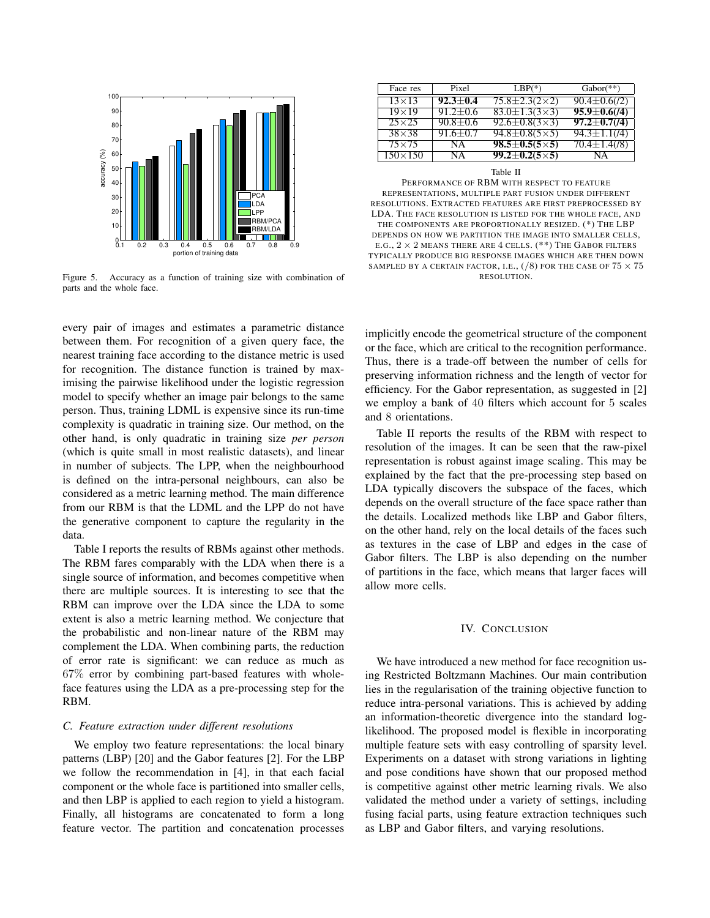Figure 5. Accuracy as a function of training size with combination of parts and the whole face.

| Face res | Pixel | LBP(*) | Gabor(**) |
|---|---|---|---|
| $13\times13$ | **92.3±0.4** | 75.8±2.3($2\times2$) | 90.4±0.6(/2) |
| $19\times19$ | 91.2±0.6 | 83.0±1.3($3\times3$) | **95.9±0.6(/4)** |
| $25\times25$ | 90.8±0.6 | 92.6±0.8($3\times3$) | **97.2±0.7(/4)** |
| $38\times38$ | 91.6±0.7 | 94.8±0.8($5\times5$) | 94.3±1.1(/4) |
| $75\times75$ | NA | **98.5±0.5($5\times5$)** | 70.4±1.4(/8) |
| $150\times150$ | NA | **99.2±0.2($5\times5$)** | NA |

Table II
PERFORMANCE OF RBM WITH RESPECT TO FEATURE REPRESENTATIONS, MULTIPLE PART FUSION UNDER DIFFERENT RESOLUTIONS. EXTRACTED FEATURES ARE FIRST PREPROCESSED BY LDA. THE FACE RESOLUTION IS LISTED FOR THE WHOLE FACE, AND THE COMPONENTS ARE PROPORTIONALLY RESIZED. (*) THE LBP DEPENDS ON HOW WE PARTITION THE IMAGE INTO SMALLER CELLS, E.G., $2 \times 2$ MEANS THERE ARE 4 CELLS. (**) THE GABOR FILTERS TYPICALLY PRODUCE BIG RESPONSE IMAGES WHICH ARE THEN DOWN SAMPLED BY A CERTAIN FACTOR, I.E., (/8) FOR THE CASE OF $75 \times 75$ RESOLUTION.

every pair of images and estimates a parametric distance between them. For recognition of a given query face, the nearest training face according to the distance metric is used for recognition. The distance function is trained by maximising the pairwise likelihood under the logistic regression model to specify whether an image pair belongs to the same person. Thus, training LDML is expensive since its run-time complexity is quadratic in training size. Our method, on the other hand, is only quadratic in training size *per person* (which is quite small in most realistic datasets), and linear in number of subjects. The LPP, when the neighbourhood is defined on the intra-personal neighbours, can also be considered as a metric learning method. The main difference from our RBM is that the LDML and the LPP do not have the generative component to capture the regularity in the data.

Table I reports the results of RBMs against other methods. The RBM fares comparably with the LDA when there is a single source of information, and becomes competitive when there are multiple sources. It is interesting to see that the RBM can improve over the LDA since the LDA to some extent is also a metric learning method. We conjecture that the probabilistic and non-linear nature of the RBM may complement the LDA. When combining parts, the reduction of error rate is significant: we can reduce as much as 67% error by combining part-based features with whole-face features using the LDA as a pre-processing step for the RBM.

### C. Feature extraction under different resolutions

We employ two feature representations: the local binary patterns (LBP) [20] and the Gabor features [2]. For the LBP we follow the recommendation in [4], in that each facial component or the whole face is partitioned into smaller cells, and then LBP is applied to each region to yield a histogram. Finally, all histograms are concatenated to form a long feature vector. The partition and concatenation processes implicitly encode the geometrical structure of the component or the face, which are critical to the recognition performance. Thus, there is a trade-off between the number of cells for preserving information richness and the length of vector for efficiency. For the Gabor representation, as suggested in [2] we employ a bank of 40 filters which account for 5 scales and 8 orientations.

Table II reports the results of the RBM with respect to resolution of the images. It can be seen that the raw-pixel representation is robust against image scaling. This may be explained by the fact that the pre-processing step based on LDA typically discovers the subspace of the faces, which depends on the overall structure of the face space rather than the details. Localized methods like LBP and Gabor filters, on the other hand, rely on the local details of the faces such as textures in the case of LBP and edges in the case of Gabor filters. The LBP is also depending on the number of partitions in the face, which means that larger faces will allow more cells.

## IV. CONCLUSION

We have introduced a new method for face recognition using Restricted Boltzmann Machines. Our main contribution lies in the regularisation of the training objective function to reduce intra-personal variations. This is achieved by adding an information-theoretic divergence into the standard log-likelihood. The proposed model is flexible in incorporating multiple feature sets with easy controlling of sparsity level. Experiments on a dataset with strong variations in lighting and pose conditions have shown that our proposed method is competitive against other metric learning rivals. We also validated the method under a variety of settings, including fusing facial parts, using feature extraction techniques such as LBP and Gabor filters, and varying resolutions.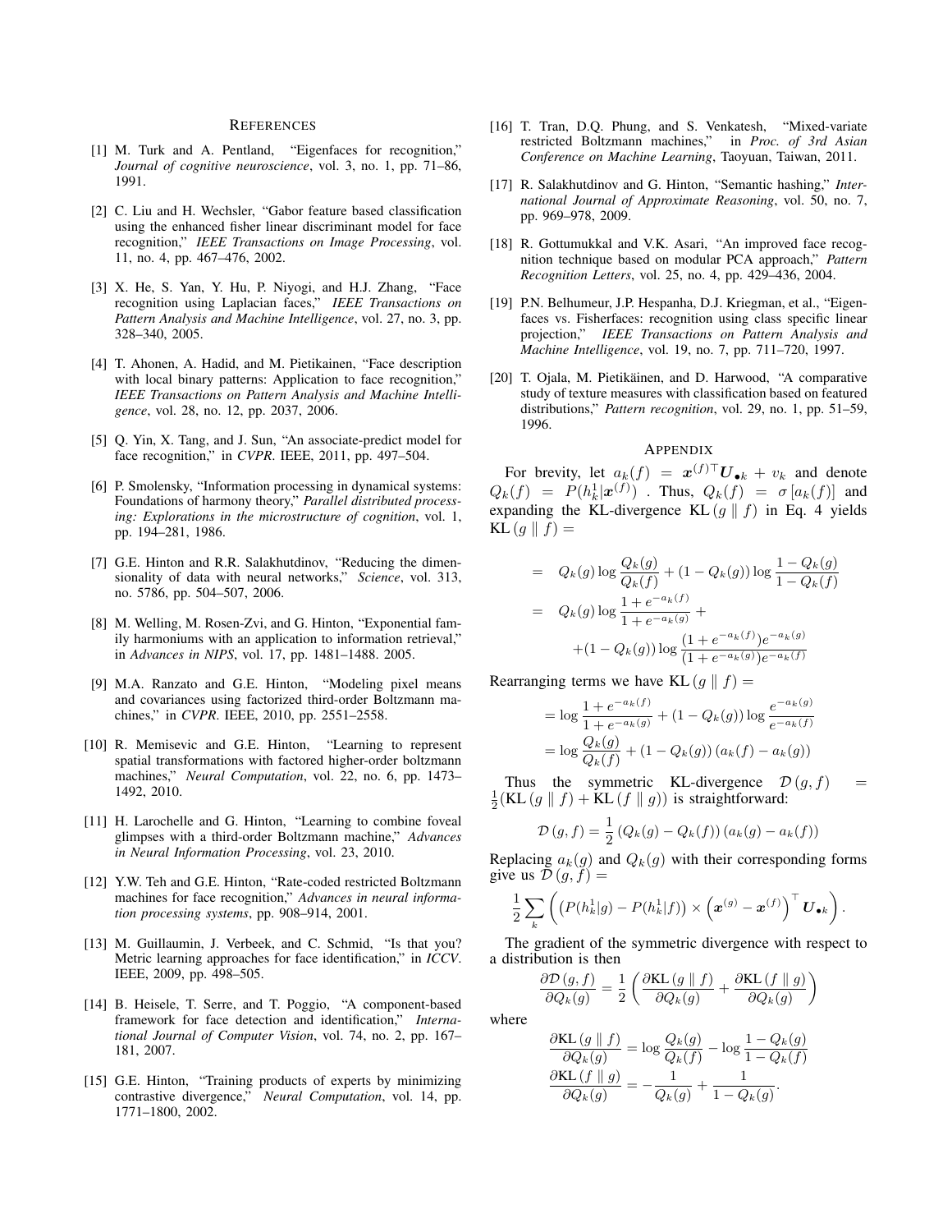## References

[1] M. Turk and A. Pentland, "Eigenfaces for recognition," *Journal of cognitive neuroscience*, vol. 3, no. 1, pp. 71–86, 1991.

[2] C. Liu and H. Wechsler, "Gabor feature based classification using the enhanced fisher linear discriminant model for face recognition," *IEEE Transactions on Image Processing*, vol. 11, no. 4, pp. 467–476, 2002.

[3] X. He, S. Yan, Y. Hu, P. Niyogi, and H.J. Zhang, "Face recognition using Laplacian faces," *IEEE Transactions on Pattern Analysis and Machine Intelligence*, vol. 27, no. 3, pp. 328–340, 2005.

[4] T. Ahonen, A. Hadid, and M. Pietikainen, "Face description with local binary patterns: Application to face recognition," *IEEE Transactions on Pattern Analysis and Machine Intelligence*, vol. 28, no. 12, pp. 2037, 2006.

[5] Q. Yin, X. Tang, and J. Sun, "An associate-predict model for face recognition," in *CVPR*. IEEE, 2011, pp. 497–504.

[6] P. Smolensky, "Information processing in dynamical systems: Foundations of harmony theory," *Parallel distributed processing: Explorations in the microstructure of cognition*, vol. 1, pp. 194–281, 1986.

[7] G.E. Hinton and R.R. Salakhutdinov, "Reducing the dimensionality of data with neural networks," *Science*, vol. 313, no. 5786, pp. 504–507, 2006.

[8] M. Welling, M. Rosen-Zvi, and G. Hinton, "Exponential family harmoniums with an application to information retrieval," in *Advances in NIPS*, vol. 17, pp. 1481–1488. 2005.

[9] M.A. Ranzato and G.E. Hinton, "Modeling pixel means and covariances using factorized third-order Boltzmann machines," in *CVPR*. IEEE, 2010, pp. 2551–2558.

[10] R. Memisevic and G.E. Hinton, "Learning to represent spatial transformations with factored higher-order boltzmann machines," *Neural Computation*, vol. 22, no. 6, pp. 1473–1492, 2010.

[11] H. Larochelle and G. Hinton, "Learning to combine foveal glimpses with a third-order Boltzmann machine," *Advances in Neural Information Processing*, vol. 23, 2010.

[12] Y.W. Teh and G.E. Hinton, "Rate-coded restricted Boltzmann machines for face recognition," *Advances in neural information processing systems*, pp. 908–914, 2001.

[13] M. Guillaumin, J. Verbeek, and C. Schmid, "Is that you? Metric learning approaches for face identification," in *ICCV*. IEEE, 2009, pp. 498–505.

[14] B. Heisele, T. Serre, and T. Poggio, "A component-based framework for face detection and identification," *International Journal of Computer Vision*, vol. 74, no. 2, pp. 167–181, 2007.

[15] G.E. Hinton, "Training products of experts by minimizing contrastive divergence," *Neural Computation*, vol. 14, pp. 1771–1800, 2002.

[16] T. Tran, D.Q. Phung, and S. Venkatesh, "Mixed-variate restricted Boltzmann machines," in *Proc. of 3rd Asian Conference on Machine Learning*, Taoyuan, Taiwan, 2011.

[17] R. Salakhutdinov and G. Hinton, "Semantic hashing," *International Journal of Approximate Reasoning*, vol. 50, no. 7, pp. 969–978, 2009.

[18] R. Gottumukkal and V.K. Asari, "An improved face recognition technique based on modular PCA approach," *Pattern Recognition Letters*, vol. 25, no. 4, pp. 429–436, 2004.

[19] P.N. Belhumeur, J.P. Hespanha, D.J. Kriegman, et al., "Eigenfaces vs. Fisherfaces: recognition using class specific linear projection," *IEEE Transactions on Pattern Analysis and Machine Intelligence*, vol. 19, no. 7, pp. 711–720, 1997.

[20] T. Ojala, M. Pietikäinen, and D. Harwood, "A comparative study of texture measures with classification based on featured distributions," *Pattern recognition*, vol. 29, no. 1, pp. 51–59, 1996.

## Appendix

For brevity, let $a_k(f) = \boldsymbol{x}^{(f)\top}\boldsymbol{U}_{\bullet k} + v_k$ and denote $Q_k(f) = P(h_k^1|\boldsymbol{x}^{(f)})$ . Thus, $Q_k(f) = \sigma[a_k(f)]$ and expanding the KL-divergence $\text{KL}(g \parallel f)$ in Eq. 4 yields $\text{KL}(g \parallel f) =$

$$
\begin{aligned}
&= Q_k(g)\log\frac{Q_k(g)}{Q_k(f)} + (1-Q_k(g))\log\frac{1-Q_k(g)}{1-Q_k(f)} \\
&= Q_k(g)\log\frac{1+e^{-a_k(f)}}{1+e^{-a_k(g)}} + \\
&\quad +(1-Q_k(g))\log\frac{(1+e^{-a_k(f)})e^{-a_k(g)}}{(1+e^{-a_k(g)})e^{-a_k(f)}}
\end{aligned}
$$

Rearranging terms we have $\text{KL}(g \parallel f) =$

$$
\begin{aligned}
&= \log\frac{1+e^{-a_k(f)}}{1+e^{-a_k(g)}} + (1-Q_k(g))\log\frac{e^{-a_k(g)}}{e^{-a_k(f)}} \\
&= \log\frac{Q_k(g)}{Q_k(f)} + (1-Q_k(g))\left(a_k(f) - a_k(g)\right)
\end{aligned}
$$

Thus the symmetric KL-divergence $\mathcal{D}(g,f) = \frac{1}{2}(\text{KL}(g \parallel f) + \text{KL}(f \parallel g))$ is straightforward:

$$
\mathcal{D}(g,f) = \frac{1}{2}\left(Q_k(g) - Q_k(f)\right)\left(a_k(g) - a_k(f)\right)
$$

Replacing $a_k(g)$ and $Q_k(g)$ with their corresponding forms give us $\mathcal{D}(g,f) =$

$$
\frac{1}{2}\sum_k \left( \left(P(h_k^1|g) - P(h_k^1|f)\right) \times \left(\boldsymbol{x}^{(g)} - \boldsymbol{x}^{(f)}\right)^\top \boldsymbol{U}_{\bullet k} \right).
$$

The gradient of the symmetric divergence with respect to a distribution is then

$$
\frac{\partial \mathcal{D}(g,f)}{\partial Q_k(g)} = \frac{1}{2}\left( \frac{\partial \text{KL}(g \parallel f)}{\partial Q_k(g)} + \frac{\partial \text{KL}(f \parallel g)}{\partial Q_k(g)} \right)
$$

where

$$
\begin{aligned}
\frac{\partial \text{KL}(g \parallel f)}{\partial Q_k(g)} &= \log\frac{Q_k(g)}{Q_k(f)} - \log\frac{1-Q_k(g)}{1-Q_k(f)} \\
\frac{\partial \text{KL}(f \parallel g)}{\partial Q_k(g)} &= -\frac{1}{Q_k(g)} + \frac{1}{1-Q_k(g)}.
\end{aligned}
$$